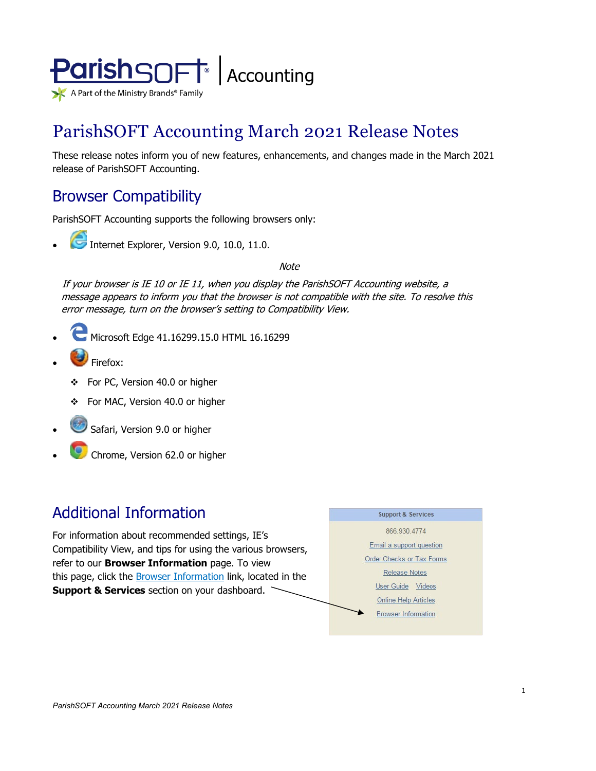ParishSOFT Accounting
A Part of the Ministry Brands® Family

# ParishSOFT Accounting March 2021 Release Notes

These release notes inform you of new features, enhancements, and changes made in the March 2021 release of ParishSOFT Accounting.

## Browser Compatibility

ParishSOFT Accounting supports the following browsers only:

- Internet Explorer, Version 9.0, 10.0, 11.0.

*Note*

*If your browser is IE 10 or IE 11, when you display the ParishSOFT Accounting website, a message appears to inform you that the browser is not compatible with the site. To resolve this error message, turn on the browser's setting to Compatibility View.*

- Microsoft Edge 41.16299.15.0 HTML 16.16299
- Firefox:
  - For PC, Version 40.0 or higher
  - For MAC, Version 40.0 or higher
- Safari, Version 9.0 or higher
- Chrome, Version 62.0 or higher

## Additional Information

For information about recommended settings, IE's Compatibility View, and tips for using the various browsers, refer to our **Browser Information** page. To view this page, click the Browser Information link, located in the **Support & Services** section on your dashboard.

**Support & Services**

866.930.4774
Email a support question
Order Checks or Tax Forms
Release Notes
User Guide Videos
Online Help Articles
Browser Information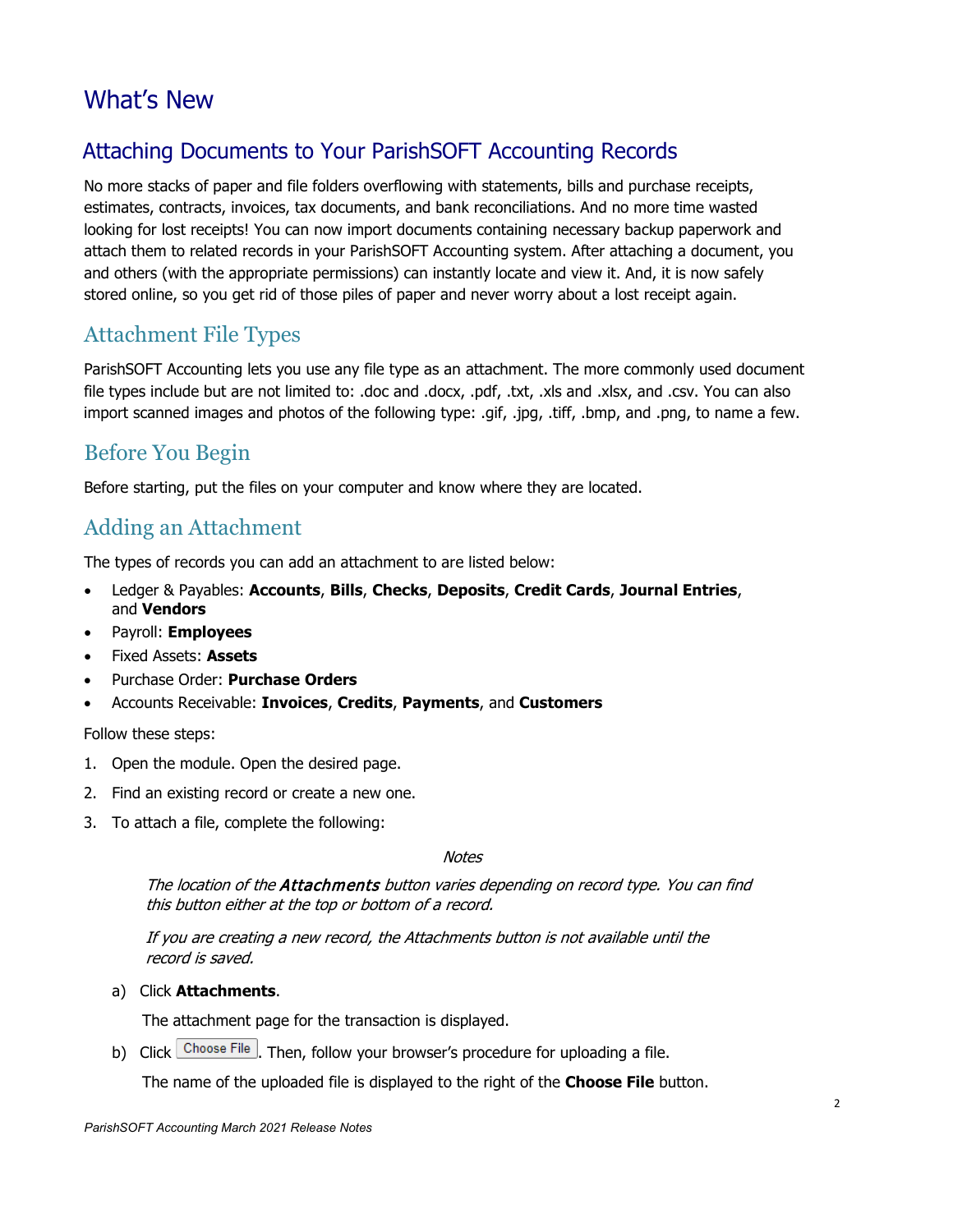# What's New

## Attaching Documents to Your ParishSOFT Accounting Records

No more stacks of paper and file folders overflowing with statements, bills and purchase receipts, estimates, contracts, invoices, tax documents, and bank reconciliations. And no more time wasted looking for lost receipts! You can now import documents containing necessary backup paperwork and attach them to related records in your ParishSOFT Accounting system. After attaching a document, you and others (with the appropriate permissions) can instantly locate and view it. And, it is now safely stored online, so you get rid of those piles of paper and never worry about a lost receipt again.

### Attachment File Types

ParishSOFT Accounting lets you use any file type as an attachment. The more commonly used document file types include but are not limited to: .doc and .docx, .pdf, .txt, .xls and .xlsx, and .csv. You can also import scanned images and photos of the following type: .gif, .jpg, .tiff, .bmp, and .png, to name a few.

### Before You Begin

Before starting, put the files on your computer and know where they are located.

### Adding an Attachment

The types of records you can add an attachment to are listed below:

- Ledger & Payables: **Accounts**, **Bills**, **Checks**, **Deposits**, **Credit Cards**, **Journal Entries**, and **Vendors**
- Payroll: **Employees**
- Fixed Assets: **Assets**
- Purchase Order: **Purchase Orders**
- Accounts Receivable: **Invoices**, **Credits**, **Payments**, and **Customers**

Follow these steps:

1. Open the module. Open the desired page.
2. Find an existing record or create a new one.
3. To attach a file, complete the following:

   *Notes*

   *The location of the **Attachments** button varies depending on record type. You can find this button either at the top or bottom of a record.*

   *If you are creating a new record, the Attachments button is not available until the record is saved.*

   a) Click **Attachments**.

      The attachment page for the transaction is displayed.

   b) Click Choose File. Then, follow your browser's procedure for uploading a file.

      The name of the uploaded file is displayed to the right of the **Choose File** button.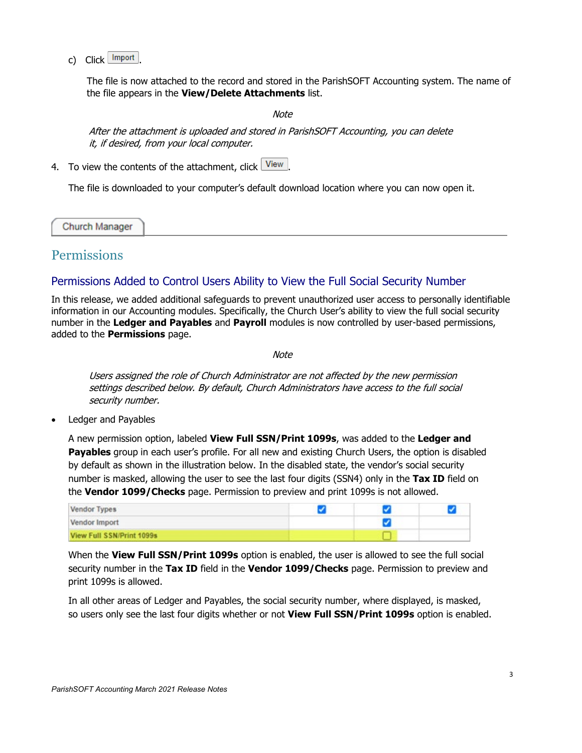c) Click Import.

The file is now attached to the record and stored in the ParishSOFT Accounting system. The name of the file appears in the **View/Delete Attachments** list.

*Note*

*After the attachment is uploaded and stored in ParishSOFT Accounting, you can delete it, if desired, from your local computer.*

4. To view the contents of the attachment, click View.

   The file is downloaded to your computer's default download location where you can now open it.

Church Manager

# Permissions

## Permissions Added to Control Users Ability to View the Full Social Security Number

In this release, we added additional safeguards to prevent unauthorized user access to personally identifiable information in our Accounting modules. Specifically, the Church User's ability to view the full social security number in the **Ledger and Payables** and **Payroll** modules is now controlled by user-based permissions, added to the **Permissions** page.

*Note*

*Users assigned the role of Church Administrator are not affected by the new permission settings described below. By default, Church Administrators have access to the full social security number.*

- Ledger and Payables

  A new permission option, labeled **View Full SSN/Print 1099s**, was added to the **Ledger and Payables** group in each user's profile. For all new and existing Church Users, the option is disabled by default as shown in the illustration below. In the disabled state, the vendor's social security number is masked, allowing the user to see the last four digits (SSN4) only in the **Tax ID** field on the **Vendor 1099/Checks** page. Permission to preview and print 1099s is not allowed.

| | | | |
|---|---|---|---|
| Vendor Types | ☑ | ☑ | ☑ |
| Vendor Import | | ☑ | |
| View Full SSN/Print 1099s | | ☐ | |

  When the **View Full SSN/Print 1099s** option is enabled, the user is allowed to see the full social security number in the **Tax ID** field in the **Vendor 1099/Checks** page. Permission to preview and print 1099s is allowed.

  In all other areas of Ledger and Payables, the social security number, where displayed, is masked, so users only see the last four digits whether or not **View Full SSN/Print 1099s** option is enabled.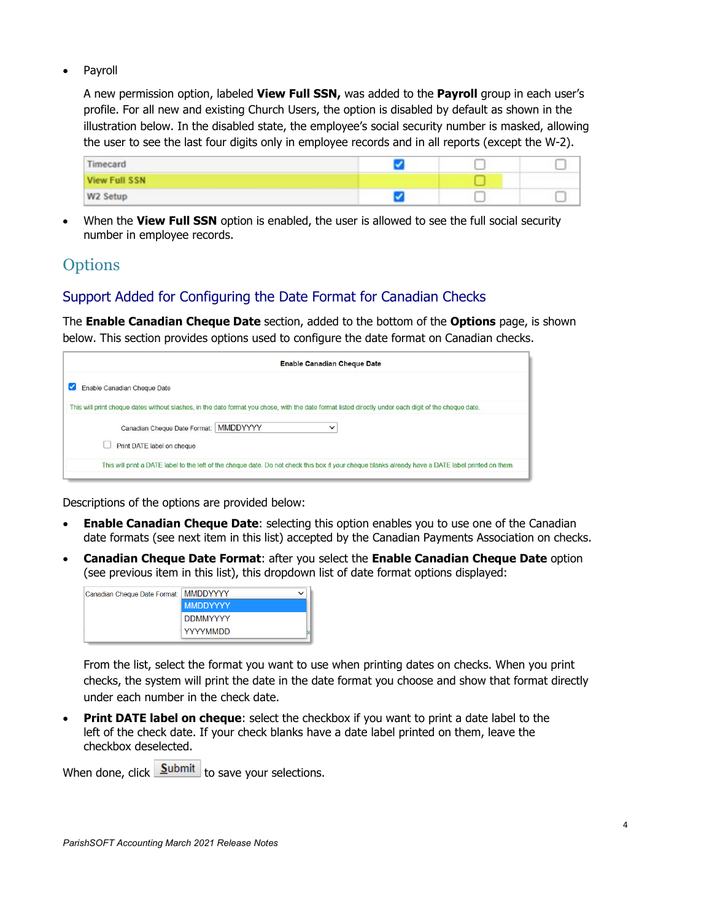- Payroll

  A new permission option, labeled **View Full SSN,** was added to the **Payroll** group in each user's profile. For all new and existing Church Users, the option is disabled by default as shown in the illustration below. In the disabled state, the employee's social security number is masked, allowing the user to see the last four digits only in employee records and in all reports (except the W-2).

| Timecard | ☑ | ☐ | ☐ |
|---|---|---|---|
| View Full SSN | | ☐ | |
| W2 Setup | ☑ | ☐ | ☐ |

- When the **View Full SSN** option is enabled, the user is allowed to see the full social security number in employee records.

# Options

## Support Added for Configuring the Date Format for Canadian Checks

The **Enable Canadian Cheque Date** section, added to the bottom of the **Options** page, is shown below. This section provides options used to configure the date format on Canadian checks.

**Enable Canadian Cheque Date**

☑ Enable Canadian Cheque Date

This will print cheque dates without slashes, in the date format you chose, with the date format listed directly under each digit of the cheque date.

Canadian Cheque Date Format: MMDDYYYY

☐ Print DATE label on cheque

This will print a DATE label to the left of the cheque date. Do not check this box if your cheque blanks already have a DATE label printed on them.

Descriptions of the options are provided below:

- **Enable Canadian Cheque Date**: selecting this option enables you to use one of the Canadian date formats (see next item in this list) accepted by the Canadian Payments Association on checks.
- **Canadian Cheque Date Format**: after you select the **Enable Canadian Cheque Date** option (see previous item in this list), this dropdown list of date format options displayed:

  Canadian Cheque Date Format: MMDDYYYY
  - MMDDYYYY
  - DDMMYYYY
  - YYYYMMDD

  From the list, select the format you want to use when printing dates on checks. When you print checks, the system will print the date in the date format you choose and show that format directly under each number in the check date.

- **Print DATE label on cheque**: select the checkbox if you want to print a date label to the left of the check date. If your check blanks have a date label printed on them, leave the checkbox deselected.

When done, click Submit to save your selections.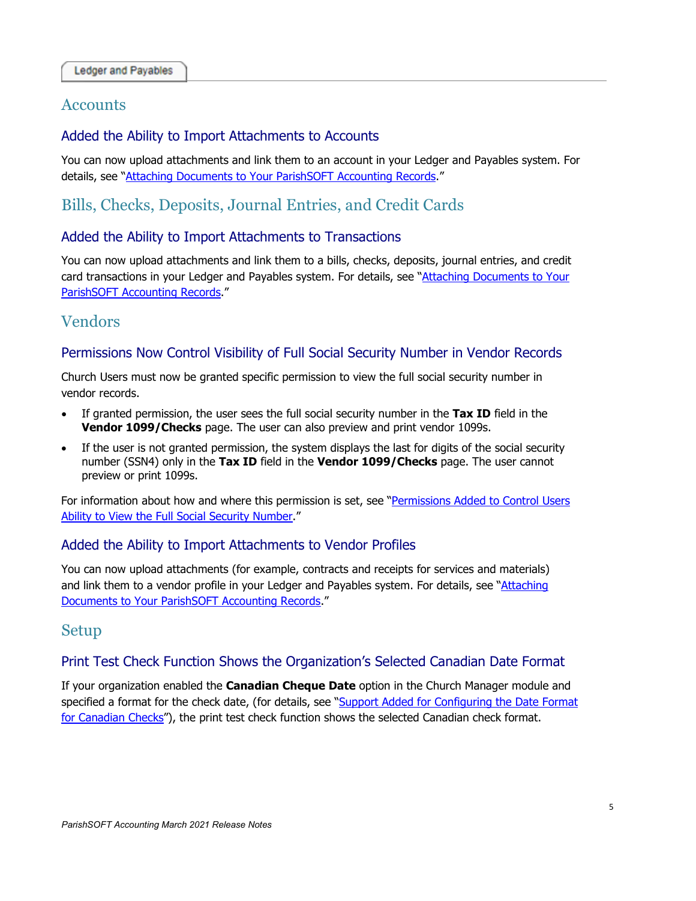Ledger and Payables

# Accounts

## Added the Ability to Import Attachments to Accounts

You can now upload attachments and link them to an account in your Ledger and Payables system. For details, see "Attaching Documents to Your ParishSOFT Accounting Records."

# Bills, Checks, Deposits, Journal Entries, and Credit Cards

## Added the Ability to Import Attachments to Transactions

You can now upload attachments and link them to a bills, checks, deposits, journal entries, and credit card transactions in your Ledger and Payables system. For details, see "Attaching Documents to Your ParishSOFT Accounting Records."

# Vendors

## Permissions Now Control Visibility of Full Social Security Number in Vendor Records

Church Users must now be granted specific permission to view the full social security number in vendor records.

- If granted permission, the user sees the full social security number in the **Tax ID** field in the **Vendor 1099/Checks** page. The user can also preview and print vendor 1099s.
- If the user is not granted permission, the system displays the last for digits of the social security number (SSN4) only in the **Tax ID** field in the **Vendor 1099/Checks** page. The user cannot preview or print 1099s.

For information about how and where this permission is set, see "Permissions Added to Control Users Ability to View the Full Social Security Number."

## Added the Ability to Import Attachments to Vendor Profiles

You can now upload attachments (for example, contracts and receipts for services and materials) and link them to a vendor profile in your Ledger and Payables system. For details, see "Attaching Documents to Your ParishSOFT Accounting Records."

# Setup

## Print Test Check Function Shows the Organization's Selected Canadian Date Format

If your organization enabled the **Canadian Cheque Date** option in the Church Manager module and specified a format for the check date, (for details, see "Support Added for Configuring the Date Format for Canadian Checks"), the print test check function shows the selected Canadian check format.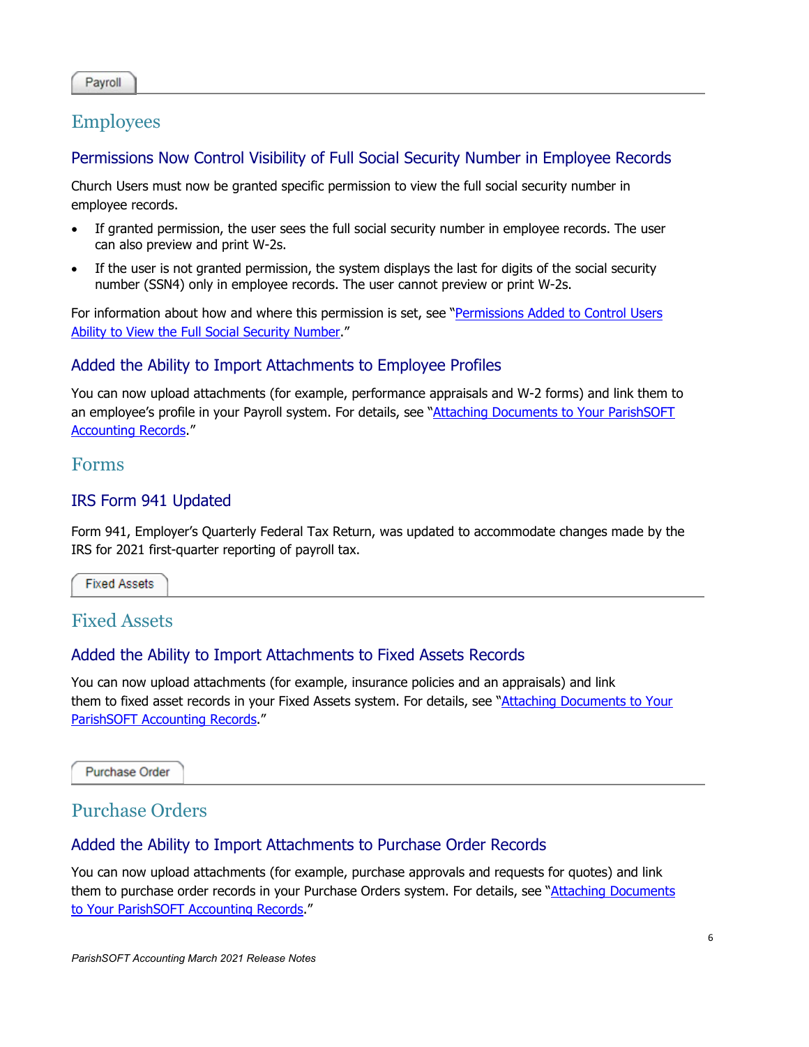Payroll

## Employees

### Permissions Now Control Visibility of Full Social Security Number in Employee Records

Church Users must now be granted specific permission to view the full social security number in employee records.

- If granted permission, the user sees the full social security number in employee records. The user can also preview and print W-2s.
- If the user is not granted permission, the system displays the last for digits of the social security number (SSN4) only in employee records. The user cannot preview or print W-2s.

For information about how and where this permission is set, see "Permissions Added to Control Users Ability to View the Full Social Security Number."

### Added the Ability to Import Attachments to Employee Profiles

You can now upload attachments (for example, performance appraisals and W-2 forms) and link them to an employee's profile in your Payroll system. For details, see "Attaching Documents to Your ParishSOFT Accounting Records."

## Forms

### IRS Form 941 Updated

Form 941, Employer's Quarterly Federal Tax Return, was updated to accommodate changes made by the IRS for 2021 first-quarter reporting of payroll tax.

Fixed Assets

## Fixed Assets

### Added the Ability to Import Attachments to Fixed Assets Records

You can now upload attachments (for example, insurance policies and an appraisals) and link them to fixed asset records in your Fixed Assets system. For details, see "Attaching Documents to Your ParishSOFT Accounting Records."

Purchase Order

## Purchase Orders

### Added the Ability to Import Attachments to Purchase Order Records

You can now upload attachments (for example, purchase approvals and requests for quotes) and link them to purchase order records in your Purchase Orders system. For details, see "Attaching Documents to Your ParishSOFT Accounting Records."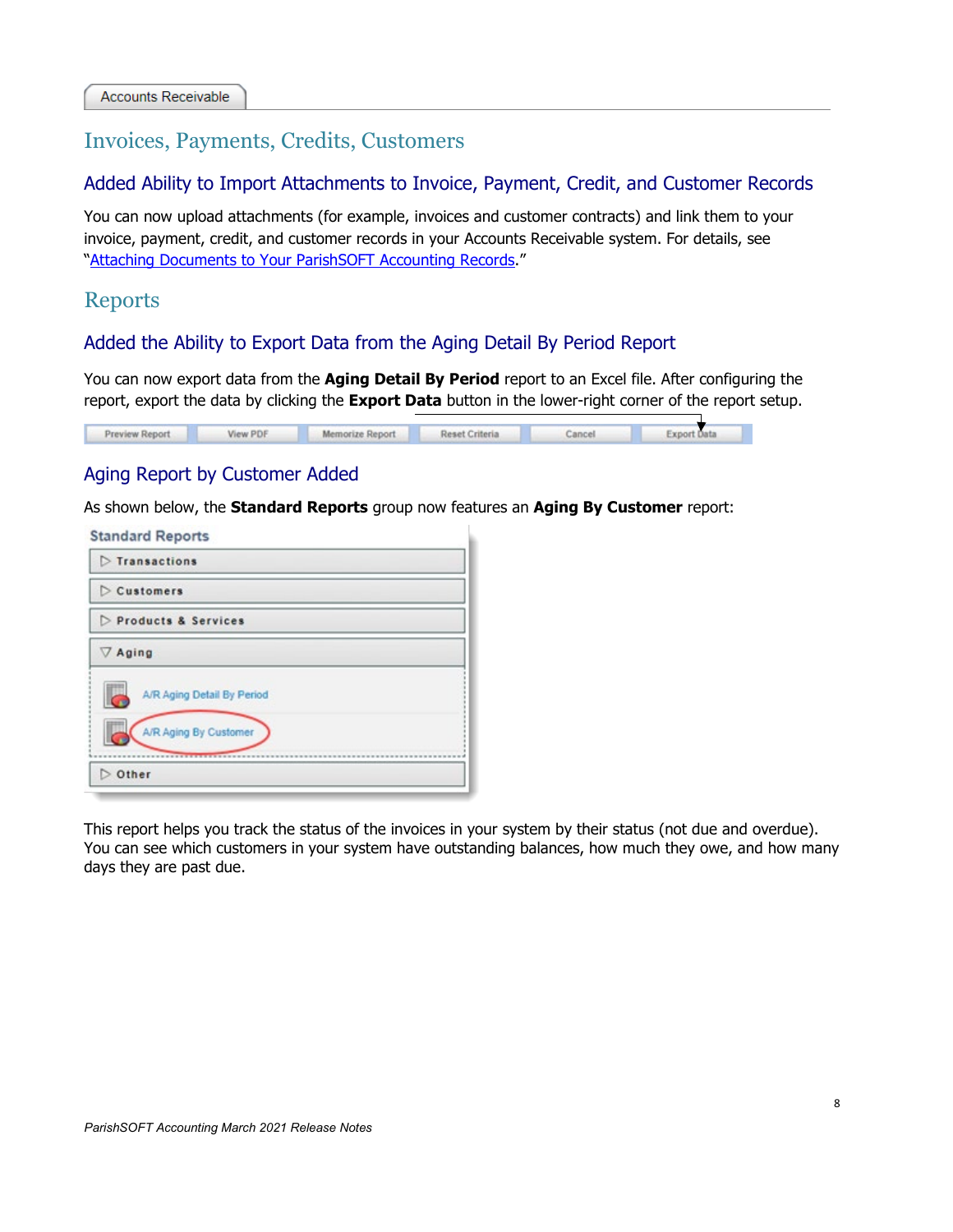Accounts Receivable

# Invoices, Payments, Credits, Customers

## Added Ability to Import Attachments to Invoice, Payment, Credit, and Customer Records

You can now upload attachments (for example, invoices and customer contracts) and link them to your invoice, payment, credit, and customer records in your Accounts Receivable system. For details, see "Attaching Documents to Your ParishSOFT Accounting Records."

# Reports

## Added the Ability to Export Data from the Aging Detail By Period Report

You can now export data from the **Aging Detail By Period** report to an Excel file. After configuring the report, export the data by clicking the **Export Data** button in the lower-right corner of the report setup.

## Aging Report by Customer Added

As shown below, the **Standard Reports** group now features an **Aging By Customer** report:

This report helps you track the status of the invoices in your system by their status (not due and overdue). You can see which customers in your system have outstanding balances, how much they owe, and how many days they are past due.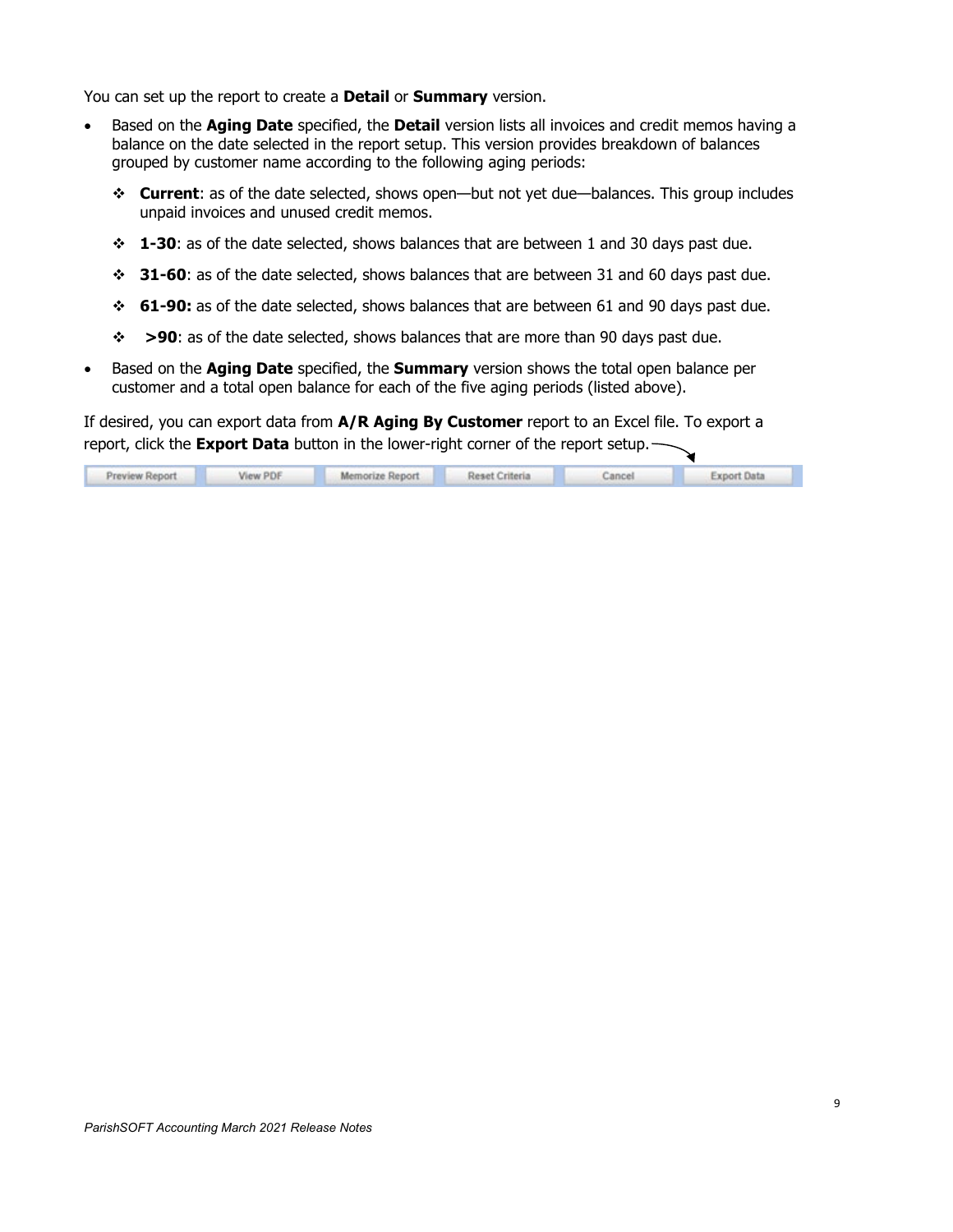You can set up the report to create a **Detail** or **Summary** version.

- Based on the **Aging Date** specified, the **Detail** version lists all invoices and credit memos having a balance on the date selected in the report setup. This version provides breakdown of balances grouped by customer name according to the following aging periods:
  - **Current**: as of the date selected, shows open—but not yet due—balances. This group includes unpaid invoices and unused credit memos.
  - **1-30**: as of the date selected, shows balances that are between 1 and 30 days past due.
  - **31-60**: as of the date selected, shows balances that are between 31 and 60 days past due.
  - **61-90:** as of the date selected, shows balances that are between 61 and 90 days past due.
  - **>90**: as of the date selected, shows balances that are more than 90 days past due.
- Based on the **Aging Date** specified, the **Summary** version shows the total open balance per customer and a total open balance for each of the five aging periods (listed above).

If desired, you can export data from **A/R Aging By Customer** report to an Excel file. To export a report, click the **Export Data** button in the lower-right corner of the report setup.

Preview Report | View PDF | Memorize Report | Reset Criteria | Cancel | Export Data